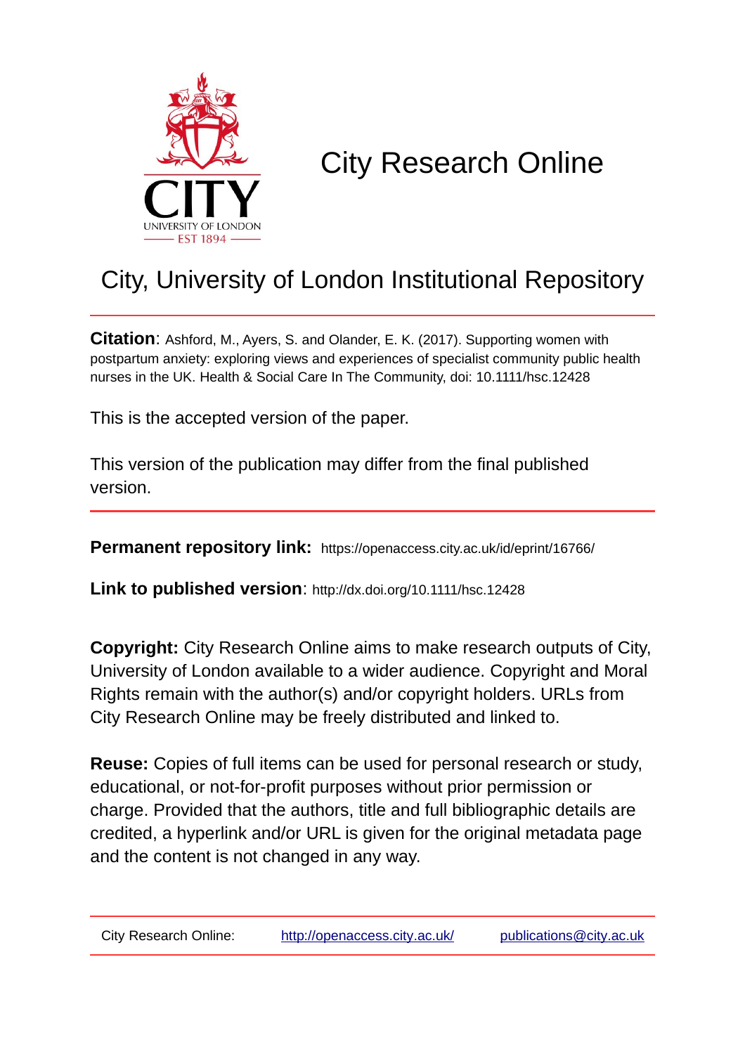# City Research Online

## City, University of London Institutional Repository

**Citation**: Ashford, M., Ayers, S. and Olander, E. K. (2017). Supporting women with postpartum anxiety: exploring views and experiences of specialist community public health nurses in the UK. Health & Social Care In The Community, doi: 10.1111/hsc.12428

This is the accepted version of the paper.

This version of the publication may differ from the final published version.

---

**Permanent repository link:** https://openaccess.city.ac.uk/id/eprint/16766/

**Link to published version**: http://dx.doi.org/10.1111/hsc.12428

**Copyright:** City Research Online aims to make research outputs of City, University of London available to a wider audience. Copyright and Moral Rights remain with the author(s) and/or copyright holders. URLs from City Research Online may be freely distributed and linked to.

**Reuse:** Copies of full items can be used for personal research or study, educational, or not-for-profit purposes without prior permission or charge. Provided that the authors, title and full bibliographic details are credited, a hyperlink and/or URL is given for the original metadata page and the content is not changed in any way.

---

City Research Online: http://openaccess.city.ac.uk/ publications@city.ac.uk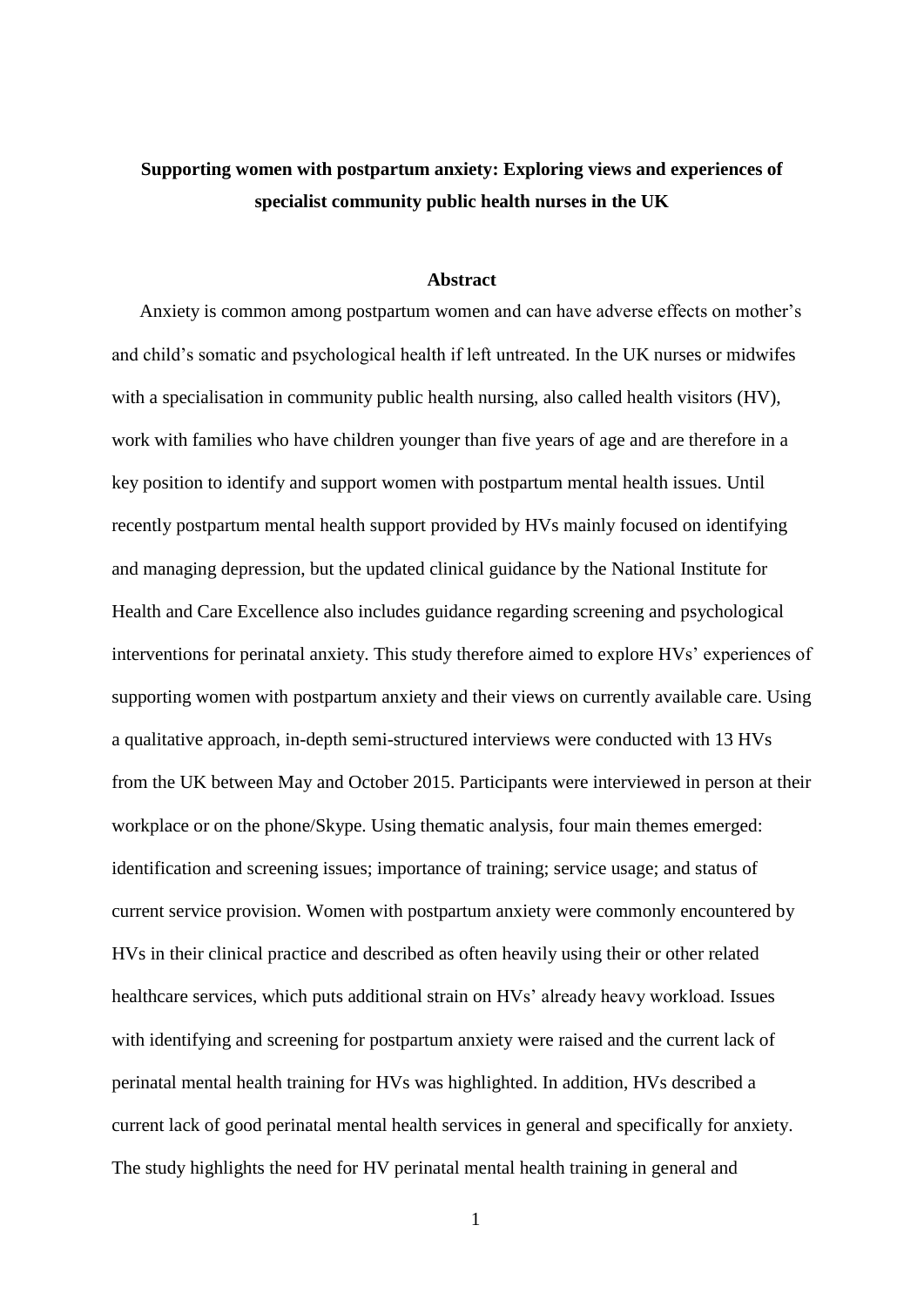**Supporting women with postpartum anxiety: Exploring views and experiences of specialist community public health nurses in the UK**

## Abstract

Anxiety is common among postpartum women and can have adverse effects on mother's and child's somatic and psychological health if left untreated. In the UK nurses or midwifes with a specialisation in community public health nursing, also called health visitors (HV), work with families who have children younger than five years of age and are therefore in a key position to identify and support women with postpartum mental health issues. Until recently postpartum mental health support provided by HVs mainly focused on identifying and managing depression, but the updated clinical guidance by the National Institute for Health and Care Excellence also includes guidance regarding screening and psychological interventions for perinatal anxiety. This study therefore aimed to explore HVs' experiences of supporting women with postpartum anxiety and their views on currently available care. Using a qualitative approach, in-depth semi-structured interviews were conducted with 13 HVs from the UK between May and October 2015. Participants were interviewed in person at their workplace or on the phone/Skype. Using thematic analysis, four main themes emerged: identification and screening issues; importance of training; service usage; and status of current service provision. Women with postpartum anxiety were commonly encountered by HVs in their clinical practice and described as often heavily using their or other related healthcare services, which puts additional strain on HVs' already heavy workload. Issues with identifying and screening for postpartum anxiety were raised and the current lack of perinatal mental health training for HVs was highlighted. In addition, HVs described a current lack of good perinatal mental health services in general and specifically for anxiety. The study highlights the need for HV perinatal mental health training in general and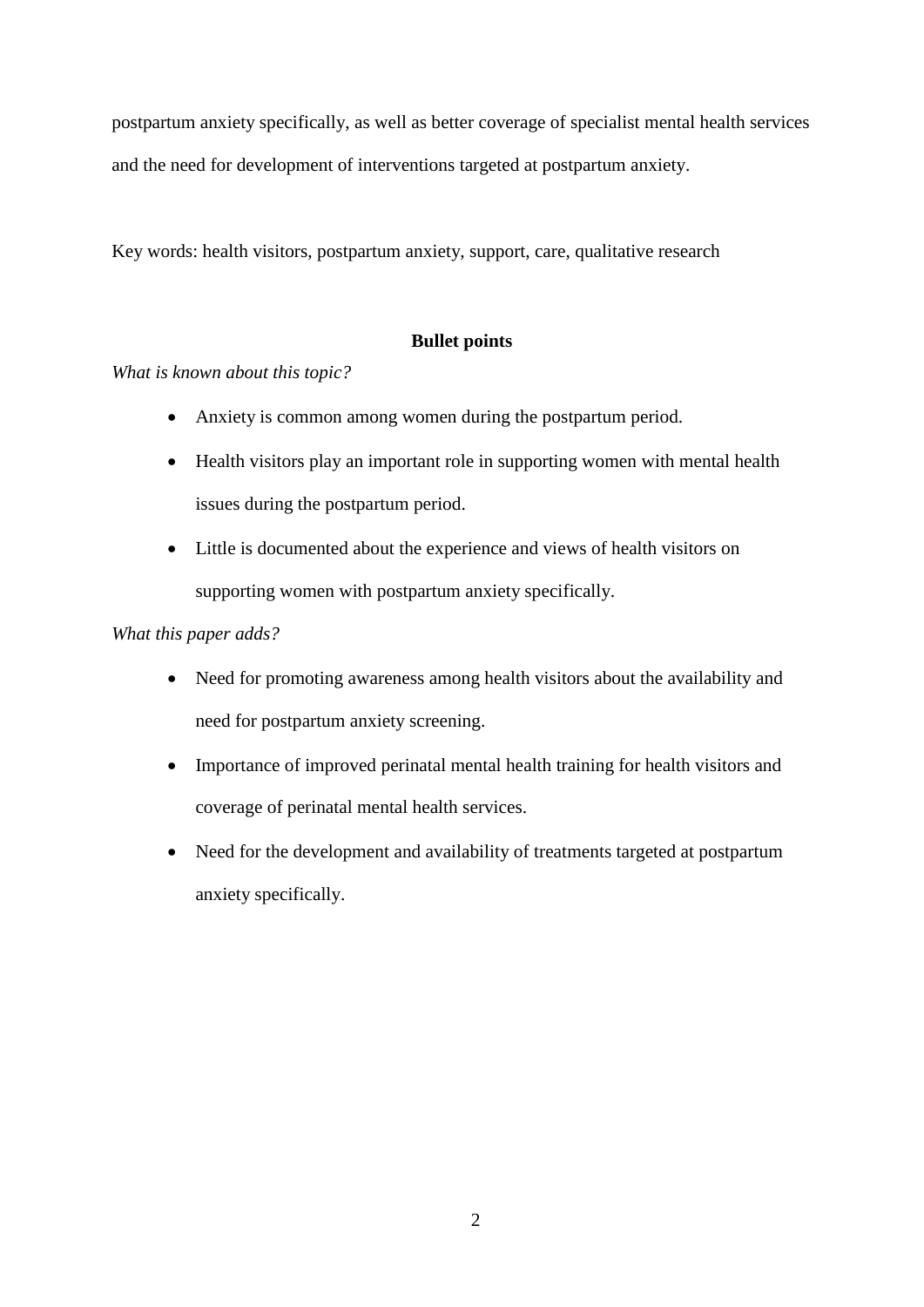postpartum anxiety specifically, as well as better coverage of specialist mental health services and the need for development of interventions targeted at postpartum anxiety.

Key words: health visitors, postpartum anxiety, support, care, qualitative research

## Bullet points

*What is known about this topic?*

- Anxiety is common among women during the postpartum period.
- Health visitors play an important role in supporting women with mental health issues during the postpartum period.
- Little is documented about the experience and views of health visitors on supporting women with postpartum anxiety specifically.

*What this paper adds?*

- Need for promoting awareness among health visitors about the availability and need for postpartum anxiety screening.
- Importance of improved perinatal mental health training for health visitors and coverage of perinatal mental health services.
- Need for the development and availability of treatments targeted at postpartum anxiety specifically.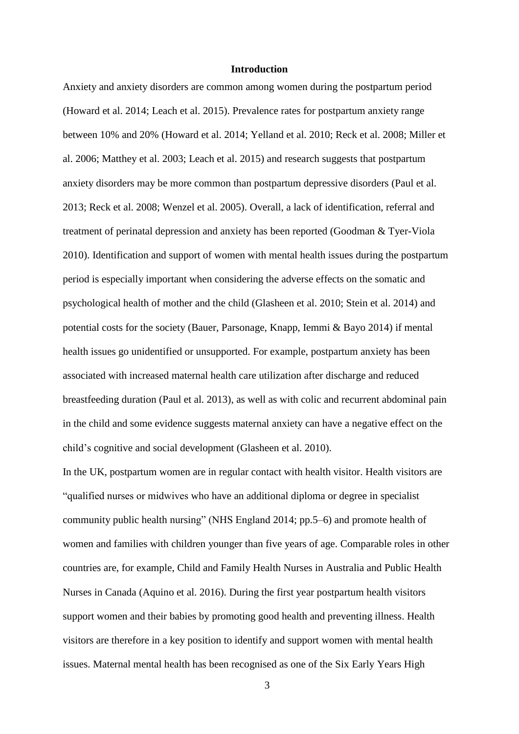## Introduction

Anxiety and anxiety disorders are common among women during the postpartum period (Howard et al. 2014; Leach et al. 2015). Prevalence rates for postpartum anxiety range between 10% and 20% (Howard et al. 2014; Yelland et al. 2010; Reck et al. 2008; Miller et al. 2006; Matthey et al. 2003; Leach et al. 2015) and research suggests that postpartum anxiety disorders may be more common than postpartum depressive disorders (Paul et al. 2013; Reck et al. 2008; Wenzel et al. 2005). Overall, a lack of identification, referral and treatment of perinatal depression and anxiety has been reported (Goodman & Tyer-Viola 2010). Identification and support of women with mental health issues during the postpartum period is especially important when considering the adverse effects on the somatic and psychological health of mother and the child (Glasheen et al. 2010; Stein et al. 2014) and potential costs for the society (Bauer, Parsonage, Knapp, Iemmi & Bayo 2014) if mental health issues go unidentified or unsupported. For example, postpartum anxiety has been associated with increased maternal health care utilization after discharge and reduced breastfeeding duration (Paul et al. 2013), as well as with colic and recurrent abdominal pain in the child and some evidence suggests maternal anxiety can have a negative effect on the child's cognitive and social development (Glasheen et al. 2010).

In the UK, postpartum women are in regular contact with health visitor. Health visitors are "qualified nurses or midwives who have an additional diploma or degree in specialist community public health nursing" (NHS England 2014; pp.5–6) and promote health of women and families with children younger than five years of age. Comparable roles in other countries are, for example, Child and Family Health Nurses in Australia and Public Health Nurses in Canada (Aquino et al. 2016). During the first year postpartum health visitors support women and their babies by promoting good health and preventing illness. Health visitors are therefore in a key position to identify and support women with mental health issues. Maternal mental health has been recognised as one of the Six Early Years High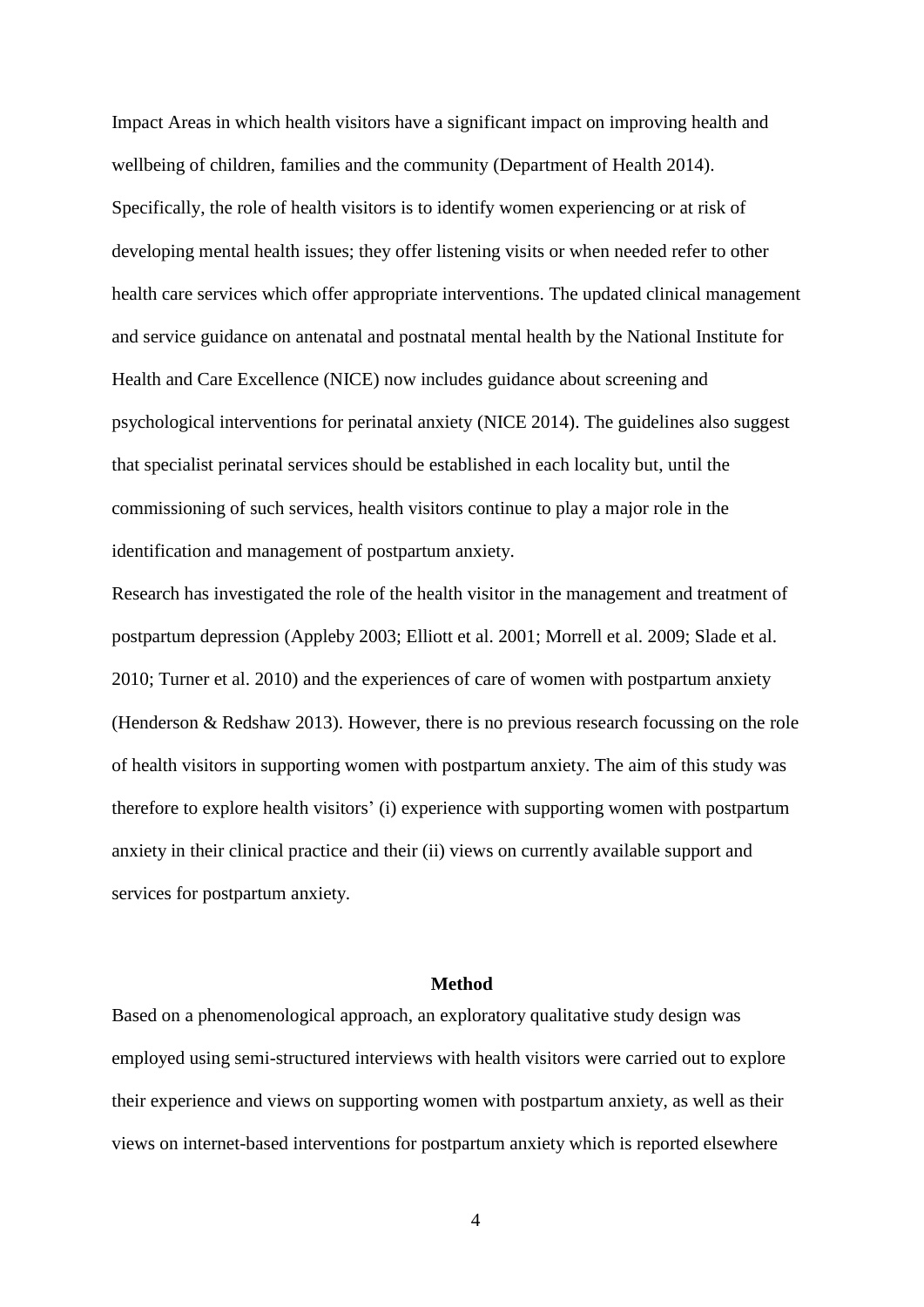Impact Areas in which health visitors have a significant impact on improving health and wellbeing of children, families and the community (Department of Health 2014). Specifically, the role of health visitors is to identify women experiencing or at risk of developing mental health issues; they offer listening visits or when needed refer to other health care services which offer appropriate interventions. The updated clinical management and service guidance on antenatal and postnatal mental health by the National Institute for Health and Care Excellence (NICE) now includes guidance about screening and psychological interventions for perinatal anxiety (NICE 2014). The guidelines also suggest that specialist perinatal services should be established in each locality but, until the commissioning of such services, health visitors continue to play a major role in the identification and management of postpartum anxiety.

Research has investigated the role of the health visitor in the management and treatment of postpartum depression (Appleby 2003; Elliott et al. 2001; Morrell et al. 2009; Slade et al. 2010; Turner et al. 2010) and the experiences of care of women with postpartum anxiety (Henderson & Redshaw 2013). However, there is no previous research focussing on the role of health visitors in supporting women with postpartum anxiety. The aim of this study was therefore to explore health visitors' (i) experience with supporting women with postpartum anxiety in their clinical practice and their (ii) views on currently available support and services for postpartum anxiety.

## Method

Based on a phenomenological approach, an exploratory qualitative study design was employed using semi-structured interviews with health visitors were carried out to explore their experience and views on supporting women with postpartum anxiety, as well as their views on internet-based interventions for postpartum anxiety which is reported elsewhere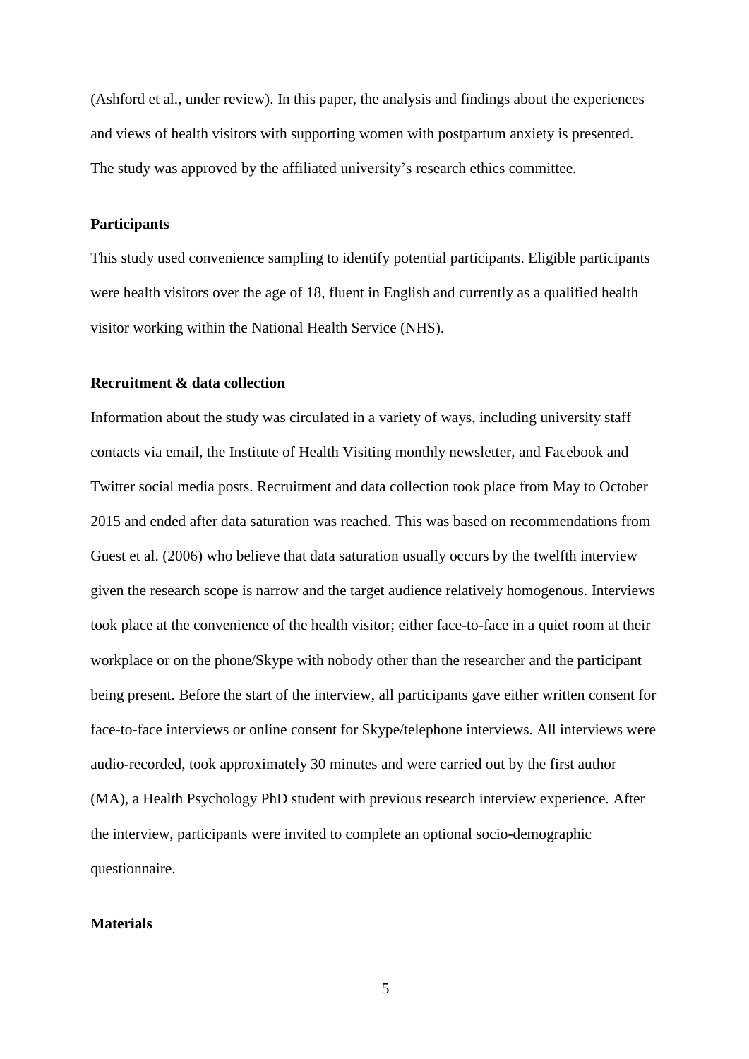(Ashford et al., under review). In this paper, the analysis and findings about the experiences and views of health visitors with supporting women with postpartum anxiety is presented. The study was approved by the affiliated university's research ethics committee.

### Participants

This study used convenience sampling to identify potential participants. Eligible participants were health visitors over the age of 18, fluent in English and currently as a qualified health visitor working within the National Health Service (NHS).

### Recruitment & data collection

Information about the study was circulated in a variety of ways, including university staff contacts via email, the Institute of Health Visiting monthly newsletter, and Facebook and Twitter social media posts. Recruitment and data collection took place from May to October 2015 and ended after data saturation was reached. This was based on recommendations from Guest et al. (2006) who believe that data saturation usually occurs by the twelfth interview given the research scope is narrow and the target audience relatively homogenous. Interviews took place at the convenience of the health visitor; either face-to-face in a quiet room at their workplace or on the phone/Skype with nobody other than the researcher and the participant being present. Before the start of the interview, all participants gave either written consent for face-to-face interviews or online consent for Skype/telephone interviews. All interviews were audio-recorded, took approximately 30 minutes and were carried out by the first author (MA), a Health Psychology PhD student with previous research interview experience. After the interview, participants were invited to complete an optional socio-demographic questionnaire.

### Materials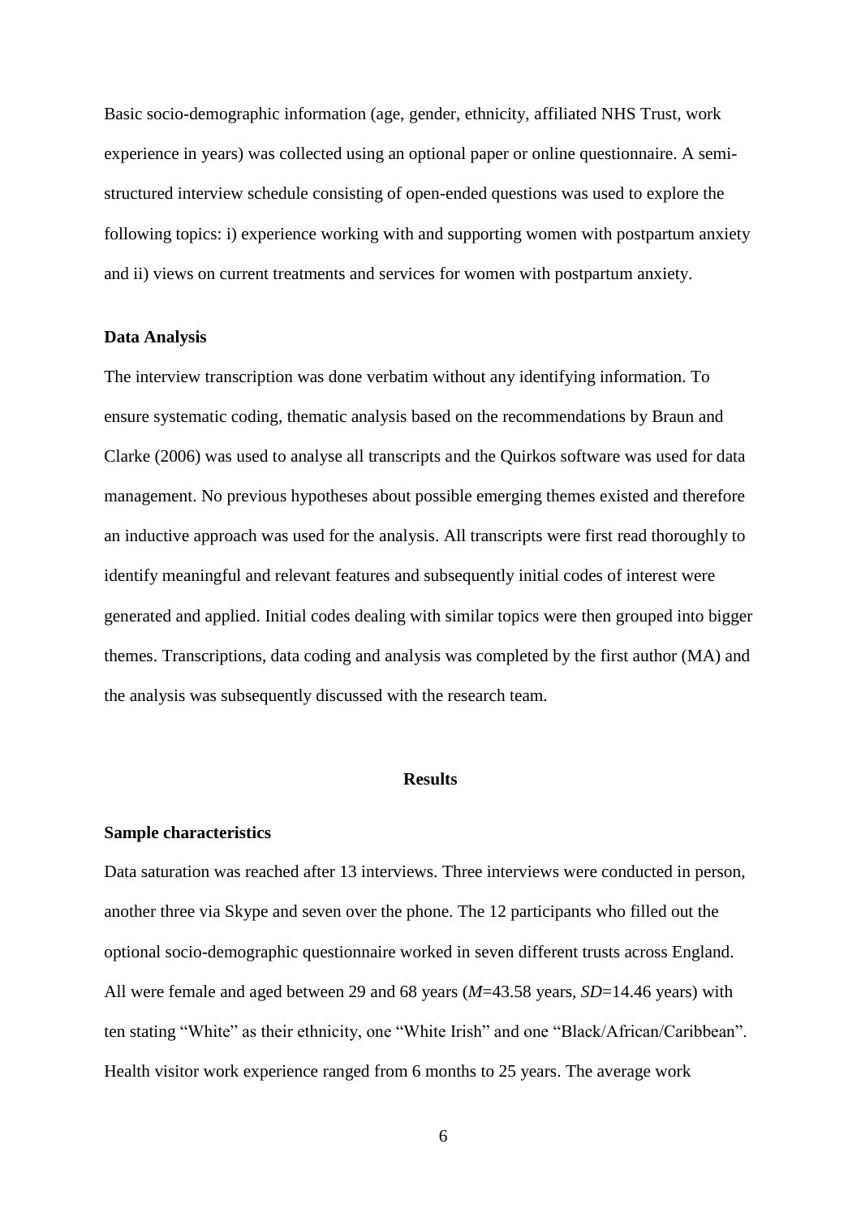Basic socio-demographic information (age, gender, ethnicity, affiliated NHS Trust, work experience in years) was collected using an optional paper or online questionnaire. A semi-structured interview schedule consisting of open-ended questions was used to explore the following topics: i) experience working with and supporting women with postpartum anxiety and ii) views on current treatments and services for women with postpartum anxiety.

### Data Analysis

The interview transcription was done verbatim without any identifying information. To ensure systematic coding, thematic analysis based on the recommendations by Braun and Clarke (2006) was used to analyse all transcripts and the Quirkos software was used for data management. No previous hypotheses about possible emerging themes existed and therefore an inductive approach was used for the analysis. All transcripts were first read thoroughly to identify meaningful and relevant features and subsequently initial codes of interest were generated and applied. Initial codes dealing with similar topics were then grouped into bigger themes. Transcriptions, data coding and analysis was completed by the first author (MA) and the analysis was subsequently discussed with the research team.

## Results

### Sample characteristics

Data saturation was reached after 13 interviews. Three interviews were conducted in person, another three via Skype and seven over the phone. The 12 participants who filled out the optional socio-demographic questionnaire worked in seven different trusts across England. All were female and aged between 29 and 68 years ($M$=43.58 years, $SD$=14.46 years) with ten stating "White" as their ethnicity, one "White Irish" and one "Black/African/Caribbean". Health visitor work experience ranged from 6 months to 25 years. The average work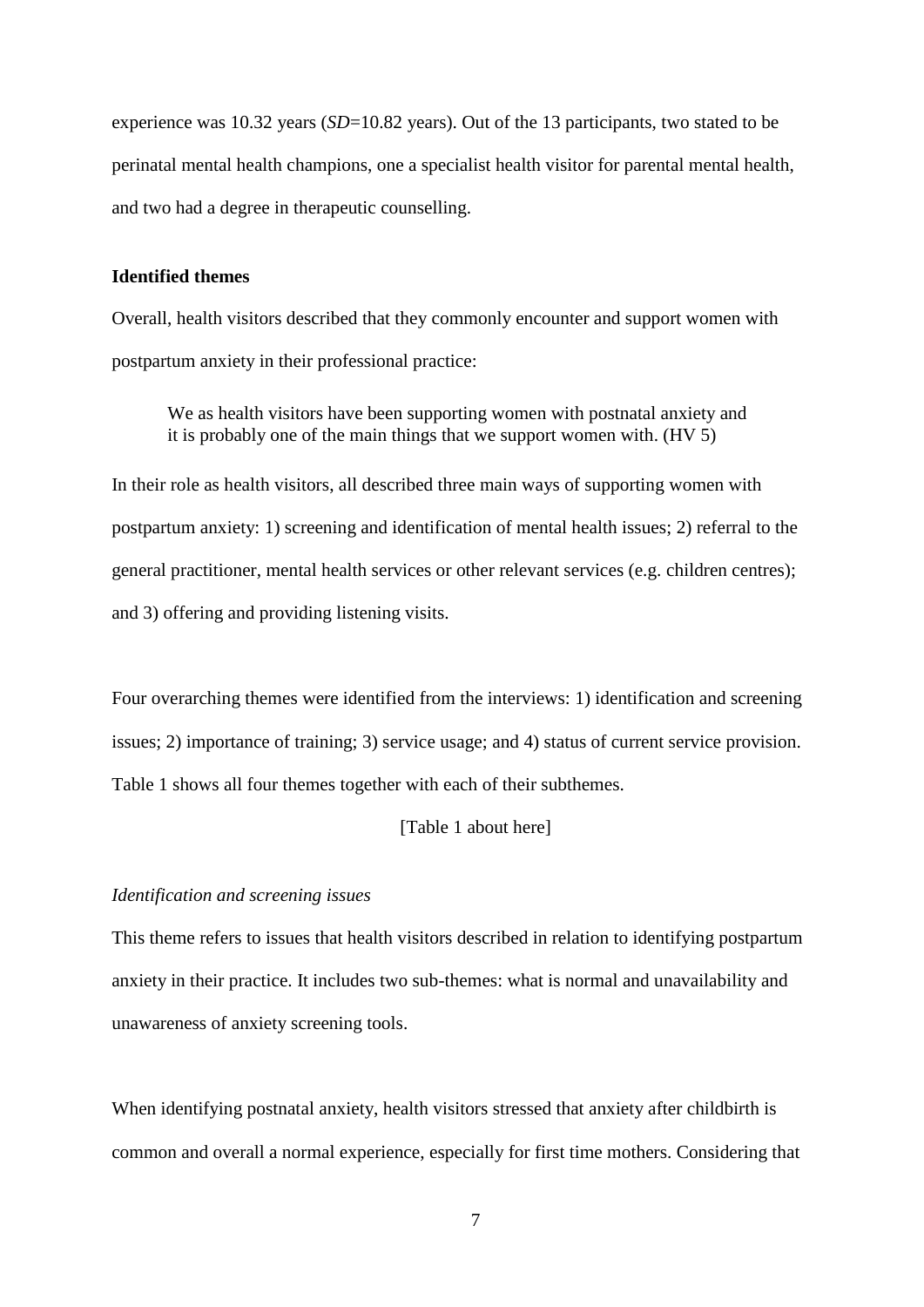experience was 10.32 years (*SD*=10.82 years). Out of the 13 participants, two stated to be perinatal mental health champions, one a specialist health visitor for parental mental health, and two had a degree in therapeutic counselling.

**Identified themes**

Overall, health visitors described that they commonly encounter and support women with postpartum anxiety in their professional practice:

> We as health visitors have been supporting women with postnatal anxiety and it is probably one of the main things that we support women with. (HV 5)

In their role as health visitors, all described three main ways of supporting women with postpartum anxiety: 1) screening and identification of mental health issues; 2) referral to the general practitioner, mental health services or other relevant services (e.g. children centres); and 3) offering and providing listening visits.

Four overarching themes were identified from the interviews: 1) identification and screening issues; 2) importance of training; 3) service usage; and 4) status of current service provision. Table 1 shows all four themes together with each of their subthemes.

[Table 1 about here]

*Identification and screening issues*

This theme refers to issues that health visitors described in relation to identifying postpartum anxiety in their practice. It includes two sub-themes: what is normal and unavailability and unawareness of anxiety screening tools.

When identifying postnatal anxiety, health visitors stressed that anxiety after childbirth is common and overall a normal experience, especially for first time mothers. Considering that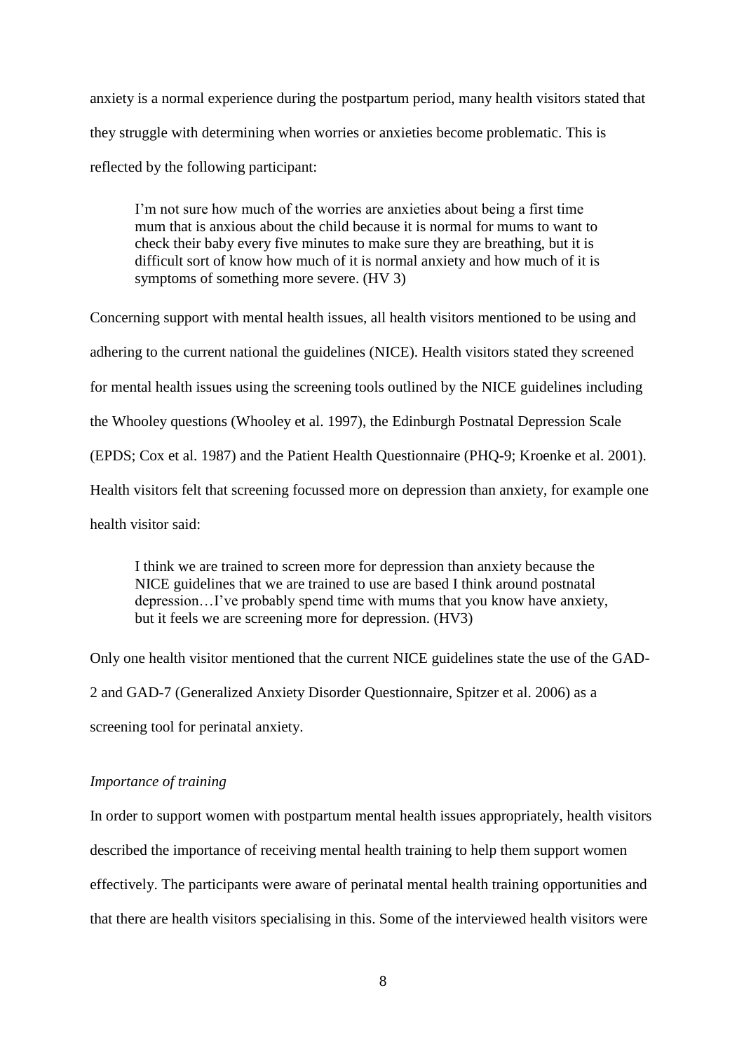anxiety is a normal experience during the postpartum period, many health visitors stated that they struggle with determining when worries or anxieties become problematic. This is reflected by the following participant:

> I'm not sure how much of the worries are anxieties about being a first time mum that is anxious about the child because it is normal for mums to want to check their baby every five minutes to make sure they are breathing, but it is difficult sort of know how much of it is normal anxiety and how much of it is symptoms of something more severe. (HV 3)

Concerning support with mental health issues, all health visitors mentioned to be using and adhering to the current national the guidelines (NICE). Health visitors stated they screened for mental health issues using the screening tools outlined by the NICE guidelines including the Whooley questions (Whooley et al. 1997), the Edinburgh Postnatal Depression Scale (EPDS; Cox et al. 1987) and the Patient Health Questionnaire (PHQ-9; Kroenke et al. 2001). Health visitors felt that screening focussed more on depression than anxiety, for example one health visitor said:

> I think we are trained to screen more for depression than anxiety because the NICE guidelines that we are trained to use are based I think around postnatal depression…I've probably spend time with mums that you know have anxiety, but it feels we are screening more for depression. (HV3)

Only one health visitor mentioned that the current NICE guidelines state the use of the GAD-2 and GAD-7 (Generalized Anxiety Disorder Questionnaire, Spitzer et al. 2006) as a screening tool for perinatal anxiety.

*Importance of training*

In order to support women with postpartum mental health issues appropriately, health visitors described the importance of receiving mental health training to help them support women effectively. The participants were aware of perinatal mental health training opportunities and that there are health visitors specialising in this. Some of the interviewed health visitors were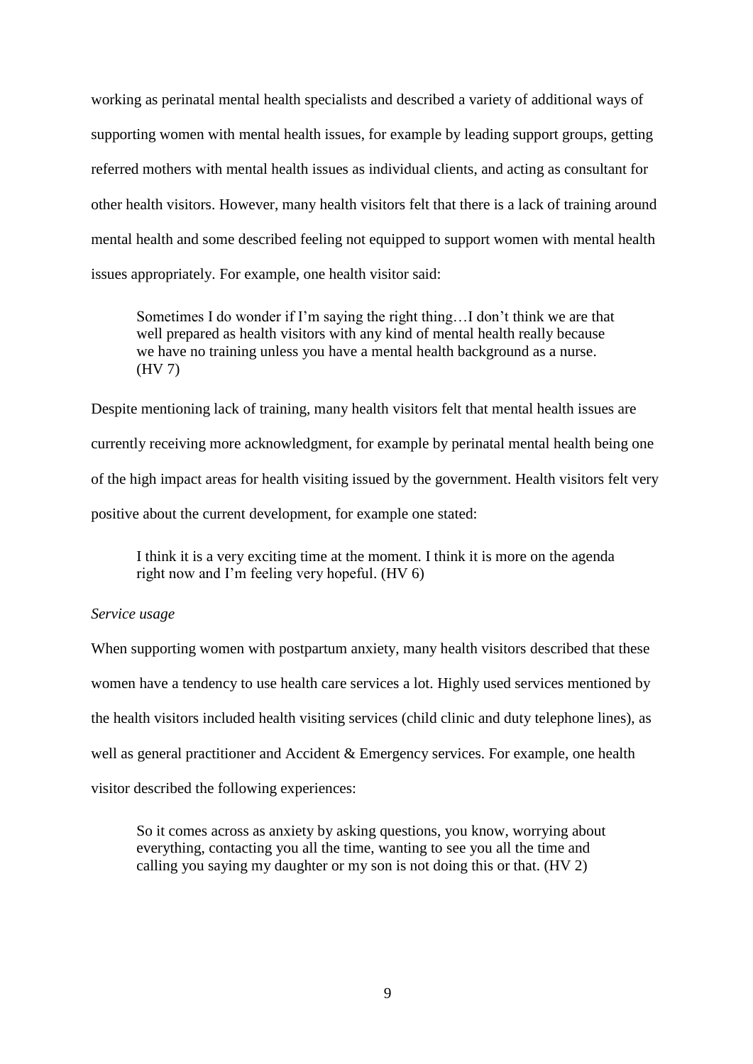working as perinatal mental health specialists and described a variety of additional ways of supporting women with mental health issues, for example by leading support groups, getting referred mothers with mental health issues as individual clients, and acting as consultant for other health visitors. However, many health visitors felt that there is a lack of training around mental health and some described feeling not equipped to support women with mental health issues appropriately. For example, one health visitor said:

> Sometimes I do wonder if I'm saying the right thing…I don't think we are that well prepared as health visitors with any kind of mental health really because we have no training unless you have a mental health background as a nurse. (HV 7)

Despite mentioning lack of training, many health visitors felt that mental health issues are currently receiving more acknowledgment, for example by perinatal mental health being one of the high impact areas for health visiting issued by the government. Health visitors felt very positive about the current development, for example one stated:

> I think it is a very exciting time at the moment. I think it is more on the agenda right now and I'm feeling very hopeful. (HV 6)

*Service usage*

When supporting women with postpartum anxiety, many health visitors described that these women have a tendency to use health care services a lot. Highly used services mentioned by the health visitors included health visiting services (child clinic and duty telephone lines), as well as general practitioner and Accident & Emergency services. For example, one health visitor described the following experiences:

> So it comes across as anxiety by asking questions, you know, worrying about everything, contacting you all the time, wanting to see you all the time and calling you saying my daughter or my son is not doing this or that. (HV 2)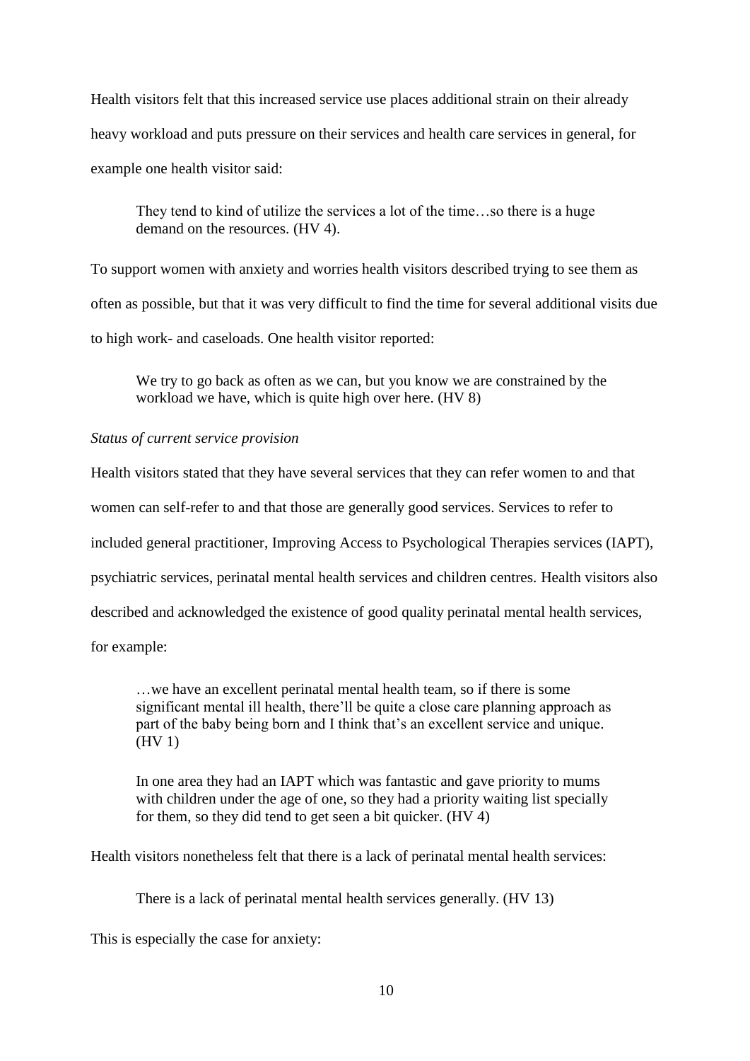Health visitors felt that this increased service use places additional strain on their already heavy workload and puts pressure on their services and health care services in general, for example one health visitor said:

> They tend to kind of utilize the services a lot of the time…so there is a huge demand on the resources. (HV 4).

To support women with anxiety and worries health visitors described trying to see them as often as possible, but that it was very difficult to find the time for several additional visits due to high work- and caseloads. One health visitor reported:

> We try to go back as often as we can, but you know we are constrained by the workload we have, which is quite high over here. (HV 8)

*Status of current service provision*

Health visitors stated that they have several services that they can refer women to and that women can self-refer to and that those are generally good services. Services to refer to included general practitioner, Improving Access to Psychological Therapies services (IAPT), psychiatric services, perinatal mental health services and children centres. Health visitors also described and acknowledged the existence of good quality perinatal mental health services, for example:

> …we have an excellent perinatal mental health team, so if there is some significant mental ill health, there'll be quite a close care planning approach as part of the baby being born and I think that's an excellent service and unique. (HV 1)

> In one area they had an IAPT which was fantastic and gave priority to mums with children under the age of one, so they had a priority waiting list specially for them, so they did tend to get seen a bit quicker. (HV 4)

Health visitors nonetheless felt that there is a lack of perinatal mental health services:

> There is a lack of perinatal mental health services generally. (HV 13)

This is especially the case for anxiety: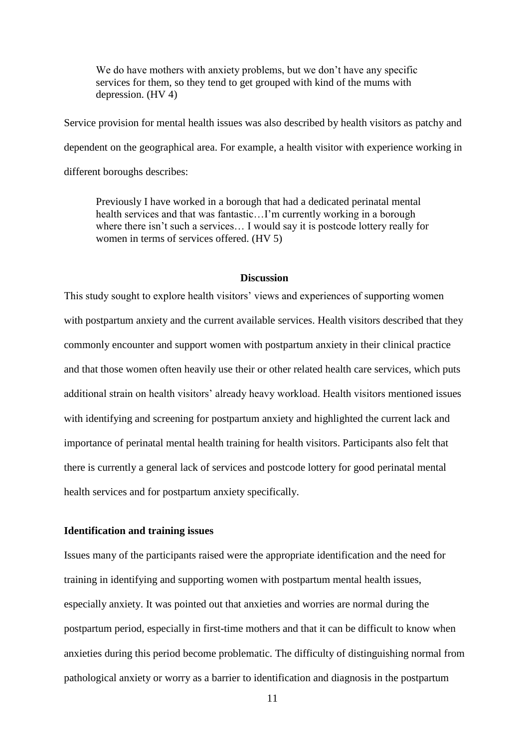> We do have mothers with anxiety problems, but we don't have any specific services for them, so they tend to get grouped with kind of the mums with depression. (HV 4)

Service provision for mental health issues was also described by health visitors as patchy and dependent on the geographical area. For example, a health visitor with experience working in different boroughs describes:

> Previously I have worked in a borough that had a dedicated perinatal mental health services and that was fantastic…I'm currently working in a borough where there isn't such a services… I would say it is postcode lottery really for women in terms of services offered. (HV 5)

## Discussion

This study sought to explore health visitors' views and experiences of supporting women with postpartum anxiety and the current available services. Health visitors described that they commonly encounter and support women with postpartum anxiety in their clinical practice and that those women often heavily use their or other related health care services, which puts additional strain on health visitors' already heavy workload. Health visitors mentioned issues with identifying and screening for postpartum anxiety and highlighted the current lack and importance of perinatal mental health training for health visitors. Participants also felt that there is currently a general lack of services and postcode lottery for good perinatal mental health services and for postpartum anxiety specifically.

### Identification and training issues

Issues many of the participants raised were the appropriate identification and the need for training in identifying and supporting women with postpartum mental health issues, especially anxiety. It was pointed out that anxieties and worries are normal during the postpartum period, especially in first-time mothers and that it can be difficult to know when anxieties during this period become problematic. The difficulty of distinguishing normal from pathological anxiety or worry as a barrier to identification and diagnosis in the postpartum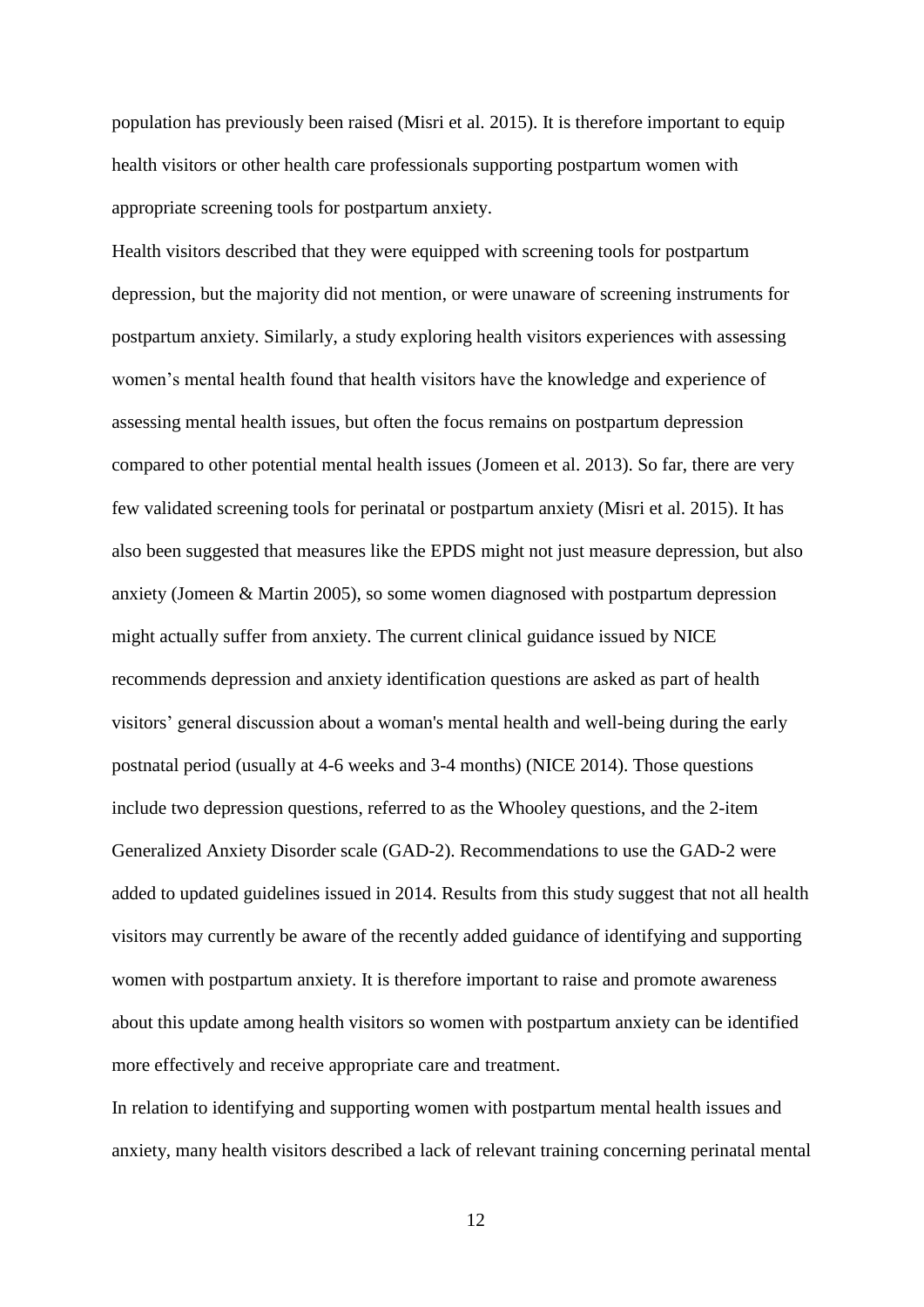population has previously been raised (Misri et al. 2015). It is therefore important to equip health visitors or other health care professionals supporting postpartum women with appropriate screening tools for postpartum anxiety.

Health visitors described that they were equipped with screening tools for postpartum depression, but the majority did not mention, or were unaware of screening instruments for postpartum anxiety. Similarly, a study exploring health visitors experiences with assessing women's mental health found that health visitors have the knowledge and experience of assessing mental health issues, but often the focus remains on postpartum depression compared to other potential mental health issues (Jomeen et al. 2013). So far, there are very few validated screening tools for perinatal or postpartum anxiety (Misri et al. 2015). It has also been suggested that measures like the EPDS might not just measure depression, but also anxiety (Jomeen & Martin 2005), so some women diagnosed with postpartum depression might actually suffer from anxiety. The current clinical guidance issued by NICE recommends depression and anxiety identification questions are asked as part of health visitors' general discussion about a woman's mental health and well-being during the early postnatal period (usually at 4-6 weeks and 3-4 months) (NICE 2014). Those questions include two depression questions, referred to as the Whooley questions, and the 2-item Generalized Anxiety Disorder scale (GAD-2). Recommendations to use the GAD-2 were added to updated guidelines issued in 2014. Results from this study suggest that not all health visitors may currently be aware of the recently added guidance of identifying and supporting women with postpartum anxiety. It is therefore important to raise and promote awareness about this update among health visitors so women with postpartum anxiety can be identified more effectively and receive appropriate care and treatment.

In relation to identifying and supporting women with postpartum mental health issues and anxiety, many health visitors described a lack of relevant training concerning perinatal mental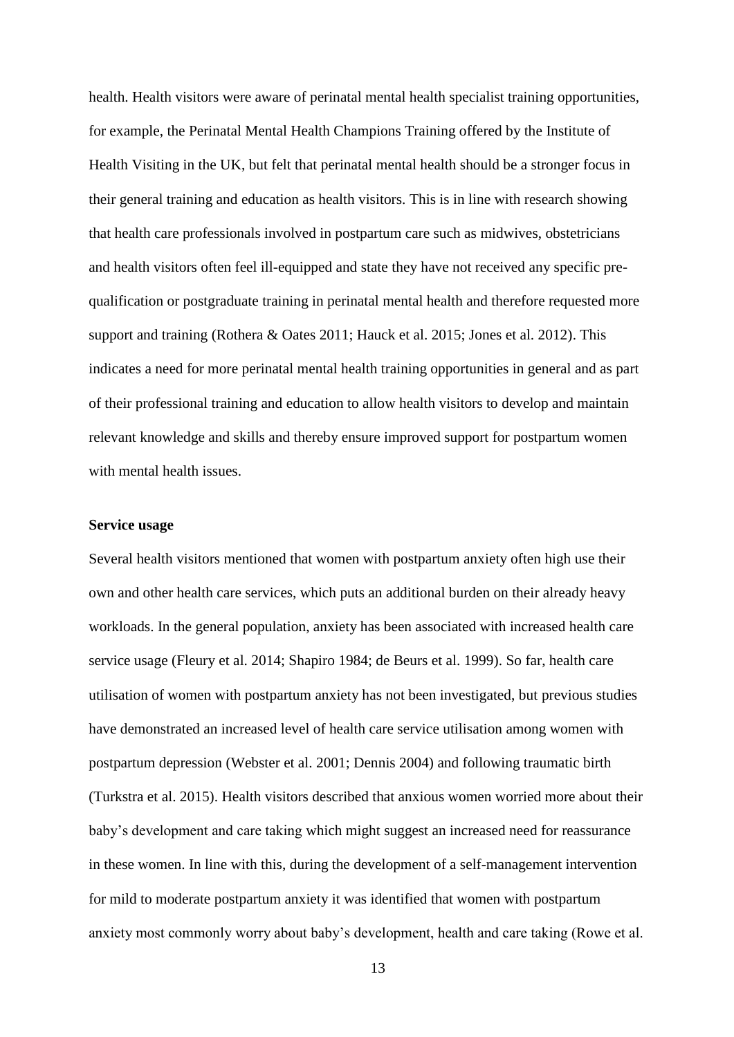health. Health visitors were aware of perinatal mental health specialist training opportunities, for example, the Perinatal Mental Health Champions Training offered by the Institute of Health Visiting in the UK, but felt that perinatal mental health should be a stronger focus in their general training and education as health visitors. This is in line with research showing that health care professionals involved in postpartum care such as midwives, obstetricians and health visitors often feel ill-equipped and state they have not received any specific pre-qualification or postgraduate training in perinatal mental health and therefore requested more support and training (Rothera & Oates 2011; Hauck et al. 2015; Jones et al. 2012). This indicates a need for more perinatal mental health training opportunities in general and as part of their professional training and education to allow health visitors to develop and maintain relevant knowledge and skills and thereby ensure improved support for postpartum women with mental health issues.

**Service usage**

Several health visitors mentioned that women with postpartum anxiety often high use their own and other health care services, which puts an additional burden on their already heavy workloads. In the general population, anxiety has been associated with increased health care service usage (Fleury et al. 2014; Shapiro 1984; de Beurs et al. 1999). So far, health care utilisation of women with postpartum anxiety has not been investigated, but previous studies have demonstrated an increased level of health care service utilisation among women with postpartum depression (Webster et al. 2001; Dennis 2004) and following traumatic birth (Turkstra et al. 2015). Health visitors described that anxious women worried more about their baby's development and care taking which might suggest an increased need for reassurance in these women. In line with this, during the development of a self-management intervention for mild to moderate postpartum anxiety it was identified that women with postpartum anxiety most commonly worry about baby's development, health and care taking (Rowe et al.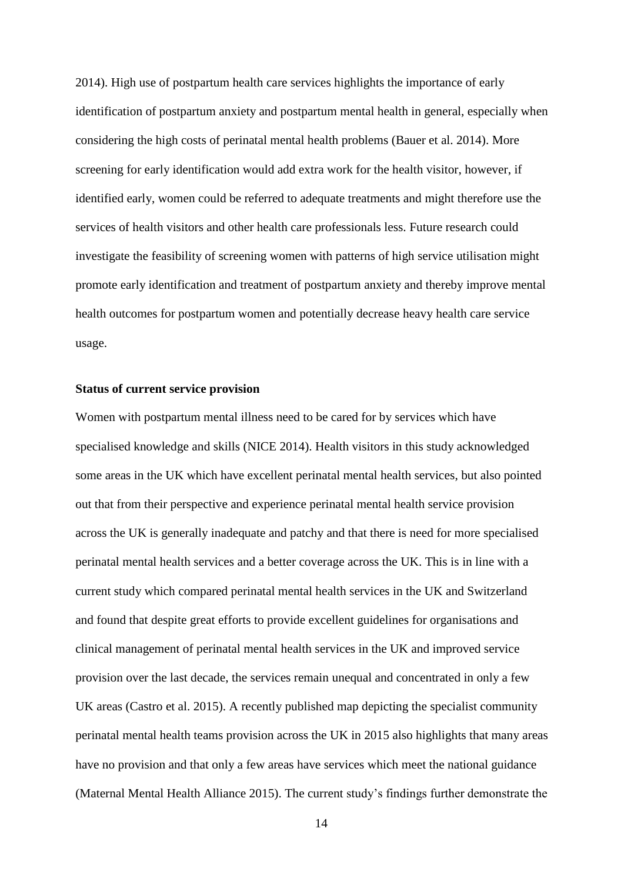2014). High use of postpartum health care services highlights the importance of early identification of postpartum anxiety and postpartum mental health in general, especially when considering the high costs of perinatal mental health problems (Bauer et al. 2014). More screening for early identification would add extra work for the health visitor, however, if identified early, women could be referred to adequate treatments and might therefore use the services of health visitors and other health care professionals less. Future research could investigate the feasibility of screening women with patterns of high service utilisation might promote early identification and treatment of postpartum anxiety and thereby improve mental health outcomes for postpartum women and potentially decrease heavy health care service usage.

**Status of current service provision**

Women with postpartum mental illness need to be cared for by services which have specialised knowledge and skills (NICE 2014). Health visitors in this study acknowledged some areas in the UK which have excellent perinatal mental health services, but also pointed out that from their perspective and experience perinatal mental health service provision across the UK is generally inadequate and patchy and that there is need for more specialised perinatal mental health services and a better coverage across the UK. This is in line with a current study which compared perinatal mental health services in the UK and Switzerland and found that despite great efforts to provide excellent guidelines for organisations and clinical management of perinatal mental health services in the UK and improved service provision over the last decade, the services remain unequal and concentrated in only a few UK areas (Castro et al. 2015). A recently published map depicting the specialist community perinatal mental health teams provision across the UK in 2015 also highlights that many areas have no provision and that only a few areas have services which meet the national guidance (Maternal Mental Health Alliance 2015). The current study's findings further demonstrate the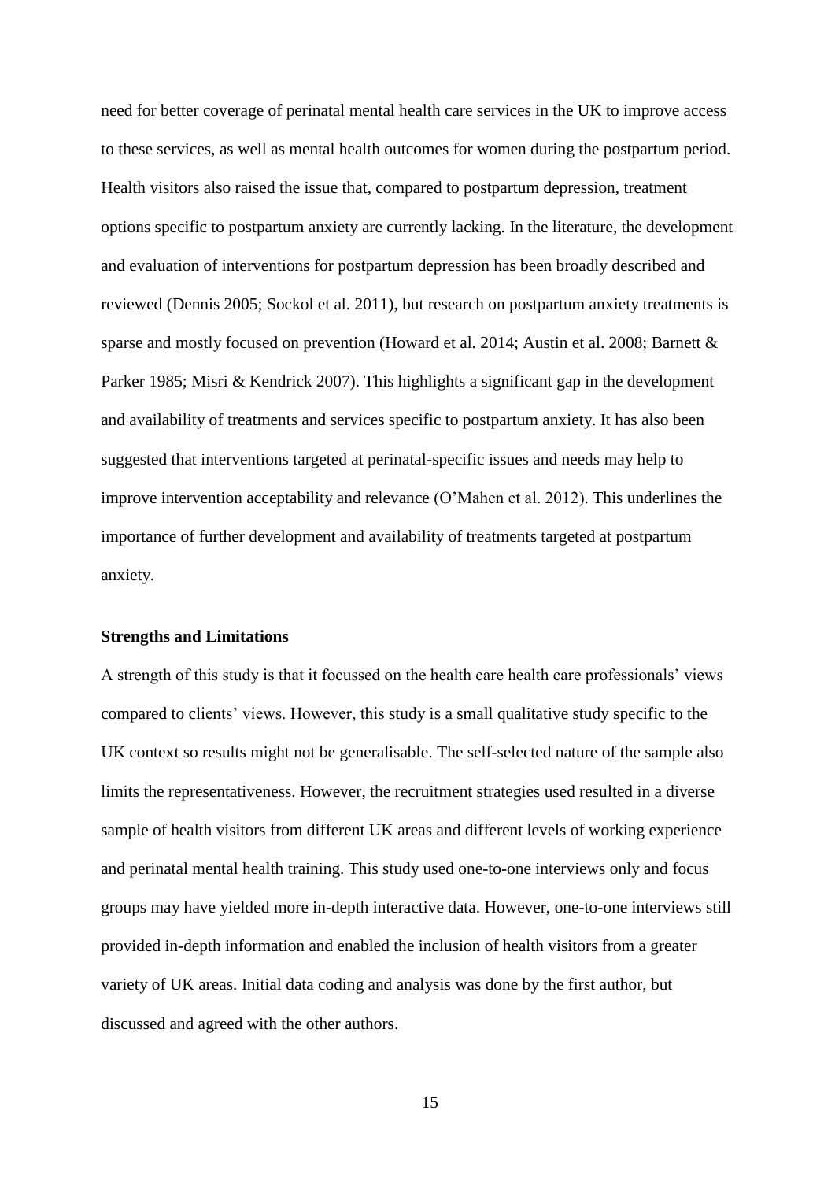need for better coverage of perinatal mental health care services in the UK to improve access to these services, as well as mental health outcomes for women during the postpartum period. Health visitors also raised the issue that, compared to postpartum depression, treatment options specific to postpartum anxiety are currently lacking. In the literature, the development and evaluation of interventions for postpartum depression has been broadly described and reviewed (Dennis 2005; Sockol et al. 2011), but research on postpartum anxiety treatments is sparse and mostly focused on prevention (Howard et al. 2014; Austin et al. 2008; Barnett & Parker 1985; Misri & Kendrick 2007). This highlights a significant gap in the development and availability of treatments and services specific to postpartum anxiety. It has also been suggested that interventions targeted at perinatal-specific issues and needs may help to improve intervention acceptability and relevance (O'Mahen et al. 2012). This underlines the importance of further development and availability of treatments targeted at postpartum anxiety.

**Strengths and Limitations**

A strength of this study is that it focussed on the health care health care professionals' views compared to clients' views. However, this study is a small qualitative study specific to the UK context so results might not be generalisable. The self-selected nature of the sample also limits the representativeness. However, the recruitment strategies used resulted in a diverse sample of health visitors from different UK areas and different levels of working experience and perinatal mental health training. This study used one-to-one interviews only and focus groups may have yielded more in-depth interactive data. However, one-to-one interviews still provided in-depth information and enabled the inclusion of health visitors from a greater variety of UK areas. Initial data coding and analysis was done by the first author, but discussed and agreed with the other authors.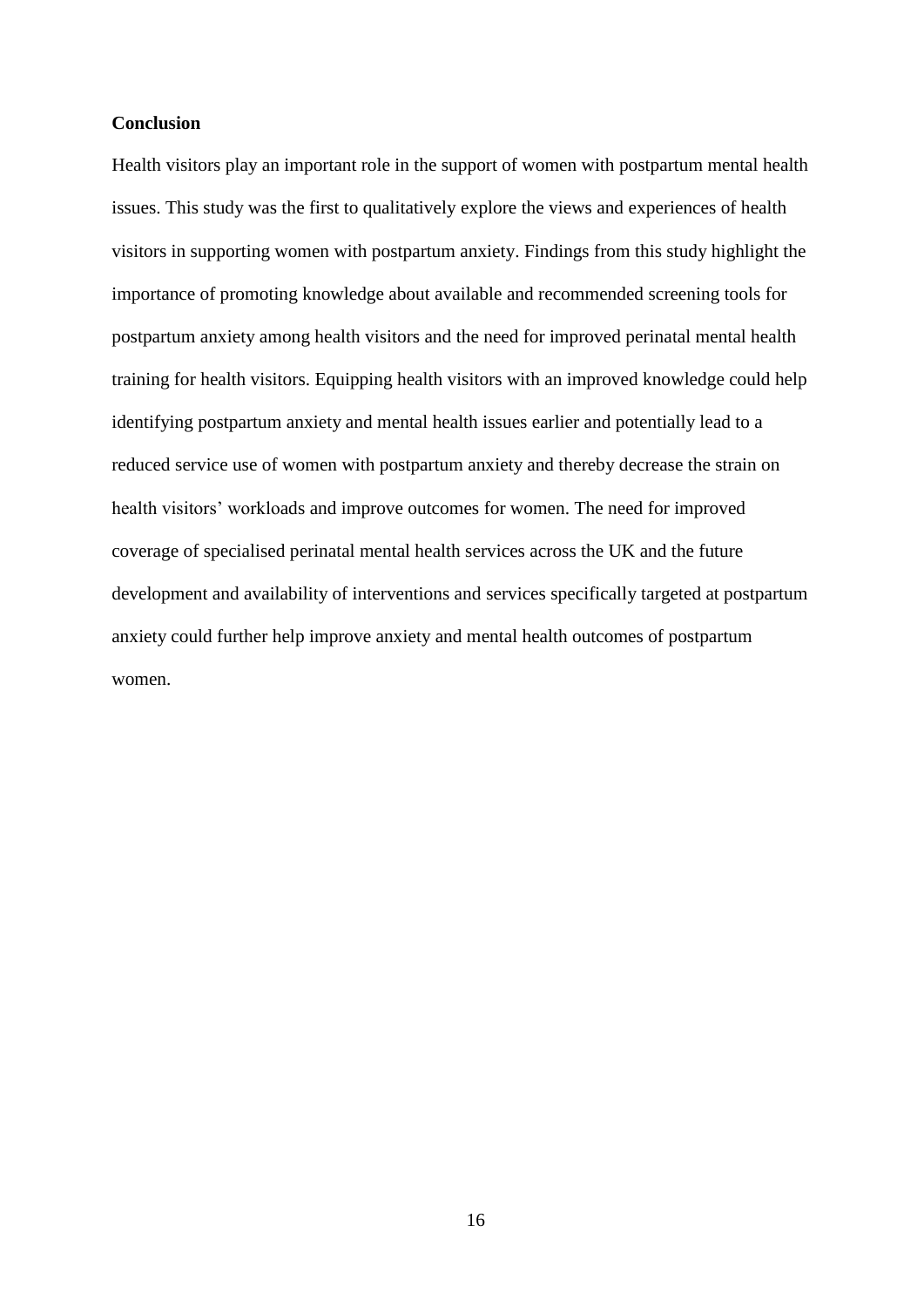## Conclusion

Health visitors play an important role in the support of women with postpartum mental health issues. This study was the first to qualitatively explore the views and experiences of health visitors in supporting women with postpartum anxiety. Findings from this study highlight the importance of promoting knowledge about available and recommended screening tools for postpartum anxiety among health visitors and the need for improved perinatal mental health training for health visitors. Equipping health visitors with an improved knowledge could help identifying postpartum anxiety and mental health issues earlier and potentially lead to a reduced service use of women with postpartum anxiety and thereby decrease the strain on health visitors' workloads and improve outcomes for women. The need for improved coverage of specialised perinatal mental health services across the UK and the future development and availability of interventions and services specifically targeted at postpartum anxiety could further help improve anxiety and mental health outcomes of postpartum women.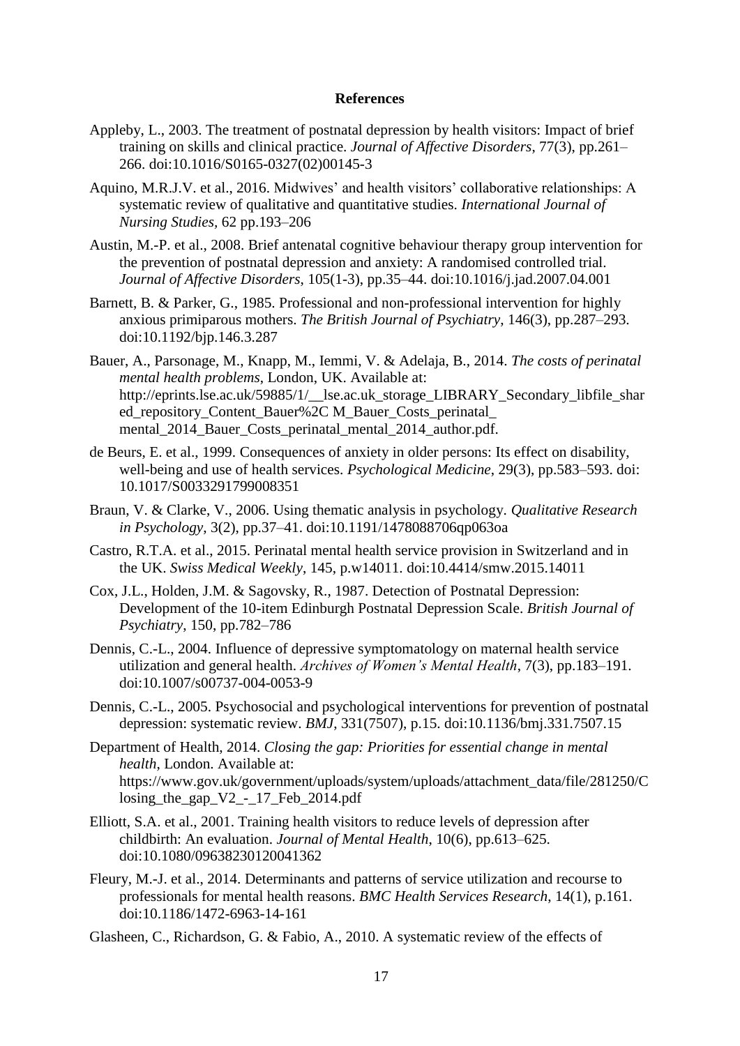## References

Appleby, L., 2003. The treatment of postnatal depression by health visitors: Impact of brief training on skills and clinical practice. *Journal of Affective Disorders*, 77(3), pp.261–266. doi:10.1016/S0165-0327(02)00145-3

Aquino, M.R.J.V. et al., 2016. Midwives' and health visitors' collaborative relationships: A systematic review of qualitative and quantitative studies. *International Journal of Nursing Studies*, 62 pp.193–206

Austin, M.-P. et al., 2008. Brief antenatal cognitive behaviour therapy group intervention for the prevention of postnatal depression and anxiety: A randomised controlled trial. *Journal of Affective Disorders*, 105(1-3), pp.35–44. doi:10.1016/j.jad.2007.04.001

Barnett, B. & Parker, G., 1985. Professional and non-professional intervention for highly anxious primiparous mothers. *The British Journal of Psychiatry*, 146(3), pp.287–293. doi:10.1192/bjp.146.3.287

Bauer, A., Parsonage, M., Knapp, M., Iemmi, V. & Adelaja, B., 2014. *The costs of perinatal mental health problems*, London, UK. Available at: http://eprints.lse.ac.uk/59885/1/__lse.ac.uk_storage_LIBRARY_Secondary_libfile_shared_repository_Content_Bauer%2C M_Bauer_Costs_perinatal_ mental_2014_Bauer_Costs_perinatal_mental_2014_author.pdf.

de Beurs, E. et al., 1999. Consequences of anxiety in older persons: Its effect on disability, well-being and use of health services. *Psychological Medicine*, 29(3), pp.583–593. doi: 10.1017/S0033291799008351

Braun, V. & Clarke, V., 2006. Using thematic analysis in psychology. *Qualitative Research in Psychology*, 3(2), pp.37–41. doi:10.1191/1478088706qp063oa

Castro, R.T.A. et al., 2015. Perinatal mental health service provision in Switzerland and in the UK. *Swiss Medical Weekly*, 145, p.w14011. doi:10.4414/smw.2015.14011

Cox, J.L., Holden, J.M. & Sagovsky, R., 1987. Detection of Postnatal Depression: Development of the 10-item Edinburgh Postnatal Depression Scale. *British Journal of Psychiatry*, 150, pp.782–786

Dennis, C.-L., 2004. Influence of depressive symptomatology on maternal health service utilization and general health. *Archives of Women's Mental Health*, 7(3), pp.183–191. doi:10.1007/s00737-004-0053-9

Dennis, C.-L., 2005. Psychosocial and psychological interventions for prevention of postnatal depression: systematic review. *BMJ*, 331(7507), p.15. doi:10.1136/bmj.331.7507.15

Department of Health, 2014. *Closing the gap: Priorities for essential change in mental health*, London. Available at: https://www.gov.uk/government/uploads/system/uploads/attachment_data/file/281250/Closing_the_gap_V2_-_17_Feb_2014.pdf

Elliott, S.A. et al., 2001. Training health visitors to reduce levels of depression after childbirth: An evaluation. *Journal of Mental Health*, 10(6), pp.613–625. doi:10.1080/09638230120041362

Fleury, M.-J. et al., 2014. Determinants and patterns of service utilization and recourse to professionals for mental health reasons. *BMC Health Services Research*, 14(1), p.161. doi:10.1186/1472-6963-14-161

Glasheen, C., Richardson, G. & Fabio, A., 2010. A systematic review of the effects of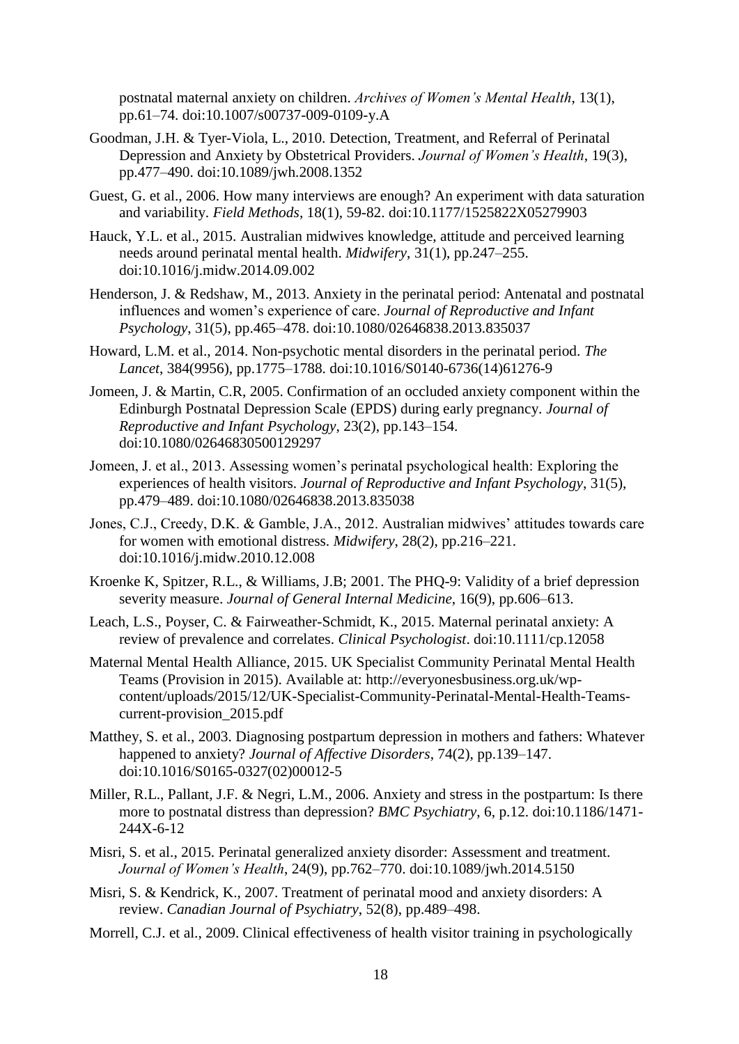postnatal maternal anxiety on children. *Archives of Women's Mental Health*, 13(1), pp.61–74. doi:10.1007/s00737-009-0109-y.A

Goodman, J.H. & Tyer-Viola, L., 2010. Detection, Treatment, and Referral of Perinatal Depression and Anxiety by Obstetrical Providers. *Journal of Women's Health*, 19(3), pp.477–490. doi:10.1089/jwh.2008.1352

Guest, G. et al., 2006. How many interviews are enough? An experiment with data saturation and variability. *Field Methods*, 18(1), 59-82. doi:10.1177/1525822X05279903

Hauck, Y.L. et al., 2015. Australian midwives knowledge, attitude and perceived learning needs around perinatal mental health. *Midwifery*, 31(1), pp.247–255. doi:10.1016/j.midw.2014.09.002

Henderson, J. & Redshaw, M., 2013. Anxiety in the perinatal period: Antenatal and postnatal influences and women's experience of care. *Journal of Reproductive and Infant Psychology*, 31(5), pp.465–478. doi:10.1080/02646838.2013.835037

Howard, L.M. et al., 2014. Non-psychotic mental disorders in the perinatal period. *The Lancet*, 384(9956), pp.1775–1788. doi:10.1016/S0140-6736(14)61276-9

Jomeen, J. & Martin, C.R, 2005. Confirmation of an occluded anxiety component within the Edinburgh Postnatal Depression Scale (EPDS) during early pregnancy. *Journal of Reproductive and Infant Psychology*, 23(2), pp.143–154. doi:10.1080/02646830500129297

Jomeen, J. et al., 2013. Assessing women's perinatal psychological health: Exploring the experiences of health visitors. *Journal of Reproductive and Infant Psychology*, 31(5), pp.479–489. doi:10.1080/02646838.2013.835038

Jones, C.J., Creedy, D.K. & Gamble, J.A., 2012. Australian midwives' attitudes towards care for women with emotional distress. *Midwifery*, 28(2), pp.216–221. doi:10.1016/j.midw.2010.12.008

Kroenke K, Spitzer, R.L., & Williams, J.B; 2001. The PHQ-9: Validity of a brief depression severity measure. *Journal of General Internal Medicine*, 16(9), pp.606–613.

Leach, L.S., Poyser, C. & Fairweather-Schmidt, K., 2015. Maternal perinatal anxiety: A review of prevalence and correlates. *Clinical Psychologist*. doi:10.1111/cp.12058

Maternal Mental Health Alliance, 2015. UK Specialist Community Perinatal Mental Health Teams (Provision in 2015). Available at: http://everyonesbusiness.org.uk/wp-content/uploads/2015/12/UK-Specialist-Community-Perinatal-Mental-Health-Teams-current-provision_2015.pdf

Matthey, S. et al., 2003. Diagnosing postpartum depression in mothers and fathers: Whatever happened to anxiety? *Journal of Affective Disorders*, 74(2), pp.139–147. doi:10.1016/S0165-0327(02)00012-5

Miller, R.L., Pallant, J.F. & Negri, L.M., 2006. Anxiety and stress in the postpartum: Is there more to postnatal distress than depression? *BMC Psychiatry*, 6, p.12. doi:10.1186/1471-244X-6-12

Misri, S. et al., 2015. Perinatal generalized anxiety disorder: Assessment and treatment. *Journal of Women's Health*, 24(9), pp.762–770. doi:10.1089/jwh.2014.5150

Misri, S. & Kendrick, K., 2007. Treatment of perinatal mood and anxiety disorders: A review. *Canadian Journal of Psychiatry*, 52(8), pp.489–498.

Morrell, C.J. et al., 2009. Clinical effectiveness of health visitor training in psychologically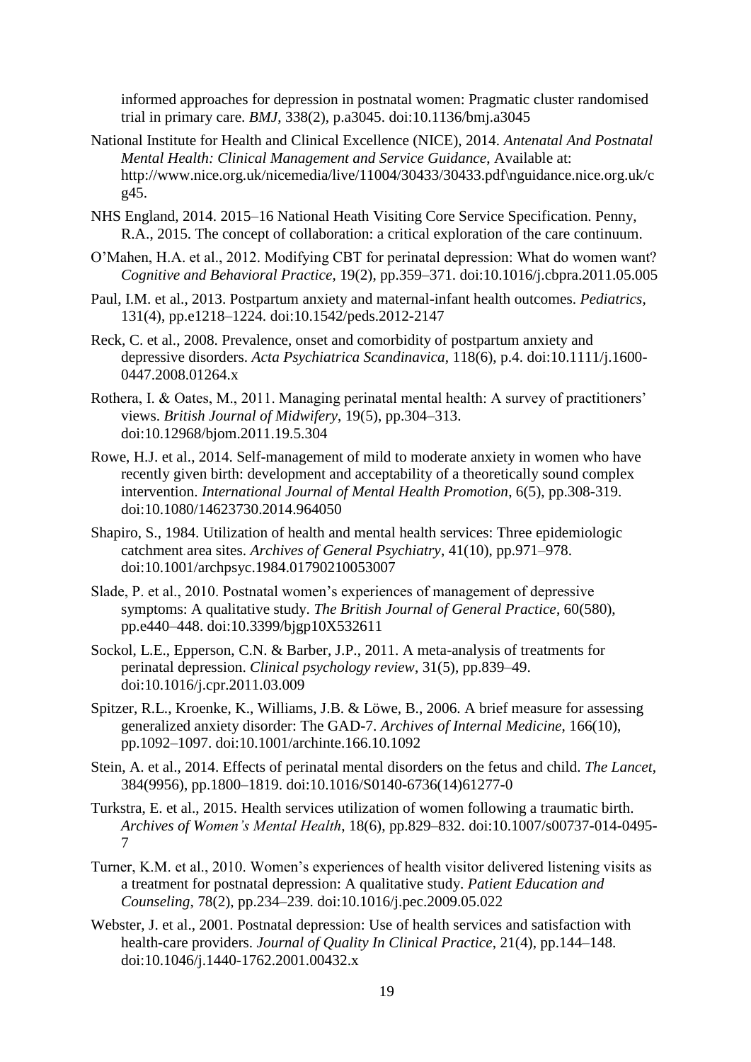informed approaches for depression in postnatal women: Pragmatic cluster randomised trial in primary care. *BMJ*, 338(2), p.a3045. doi:10.1136/bmj.a3045

National Institute for Health and Clinical Excellence (NICE), 2014. *Antenatal And Postnatal Mental Health: Clinical Management and Service Guidance*, Available at: http://www.nice.org.uk/nicemedia/live/11004/30433/30433.pdf\nguidance.nice.org.uk/cg45.

NHS England, 2014. 2015–16 National Heath Visiting Core Service Specification. Penny, R.A., 2015. The concept of collaboration: a critical exploration of the care continuum.

O'Mahen, H.A. et al., 2012. Modifying CBT for perinatal depression: What do women want? *Cognitive and Behavioral Practice*, 19(2), pp.359–371. doi:10.1016/j.cbpra.2011.05.005

Paul, I.M. et al., 2013. Postpartum anxiety and maternal-infant health outcomes. *Pediatrics*, 131(4), pp.e1218–1224. doi:10.1542/peds.2012-2147

Reck, C. et al., 2008. Prevalence, onset and comorbidity of postpartum anxiety and depressive disorders. *Acta Psychiatrica Scandinavica*, 118(6), p.4. doi:10.1111/j.1600-0447.2008.01264.x

Rothera, I. & Oates, M., 2011. Managing perinatal mental health: A survey of practitioners' views. *British Journal of Midwifery*, 19(5), pp.304–313. doi:10.12968/bjom.2011.19.5.304

Rowe, H.J. et al., 2014. Self-management of mild to moderate anxiety in women who have recently given birth: development and acceptability of a theoretically sound complex intervention. *International Journal of Mental Health Promotion*, 6(5), pp.308-319. doi:10.1080/14623730.2014.964050

Shapiro, S., 1984. Utilization of health and mental health services: Three epidemiologic catchment area sites. *Archives of General Psychiatry*, 41(10), pp.971–978. doi:10.1001/archpsyc.1984.01790210053007

Slade, P. et al., 2010. Postnatal women's experiences of management of depressive symptoms: A qualitative study. *The British Journal of General Practice*, 60(580), pp.e440–448. doi:10.3399/bjgp10X532611

Sockol, L.E., Epperson, C.N. & Barber, J.P., 2011. A meta-analysis of treatments for perinatal depression. *Clinical psychology review*, 31(5), pp.839–49. doi:10.1016/j.cpr.2011.03.009

Spitzer, R.L., Kroenke, K., Williams, J.B. & Löwe, B., 2006. A brief measure for assessing generalized anxiety disorder: The GAD-7. *Archives of Internal Medicine*, 166(10), pp.1092–1097. doi:10.1001/archinte.166.10.1092

Stein, A. et al., 2014. Effects of perinatal mental disorders on the fetus and child. *The Lancet*, 384(9956), pp.1800–1819. doi:10.1016/S0140-6736(14)61277-0

Turkstra, E. et al., 2015. Health services utilization of women following a traumatic birth. *Archives of Women's Mental Health*, 18(6), pp.829–832. doi:10.1007/s00737-014-0495-7

Turner, K.M. et al., 2010. Women's experiences of health visitor delivered listening visits as a treatment for postnatal depression: A qualitative study. *Patient Education and Counseling*, 78(2), pp.234–239. doi:10.1016/j.pec.2009.05.022

Webster, J. et al., 2001. Postnatal depression: Use of health services and satisfaction with health-care providers. *Journal of Quality In Clinical Practice*, 21(4), pp.144–148. doi:10.1046/j.1440-1762.2001.00432.x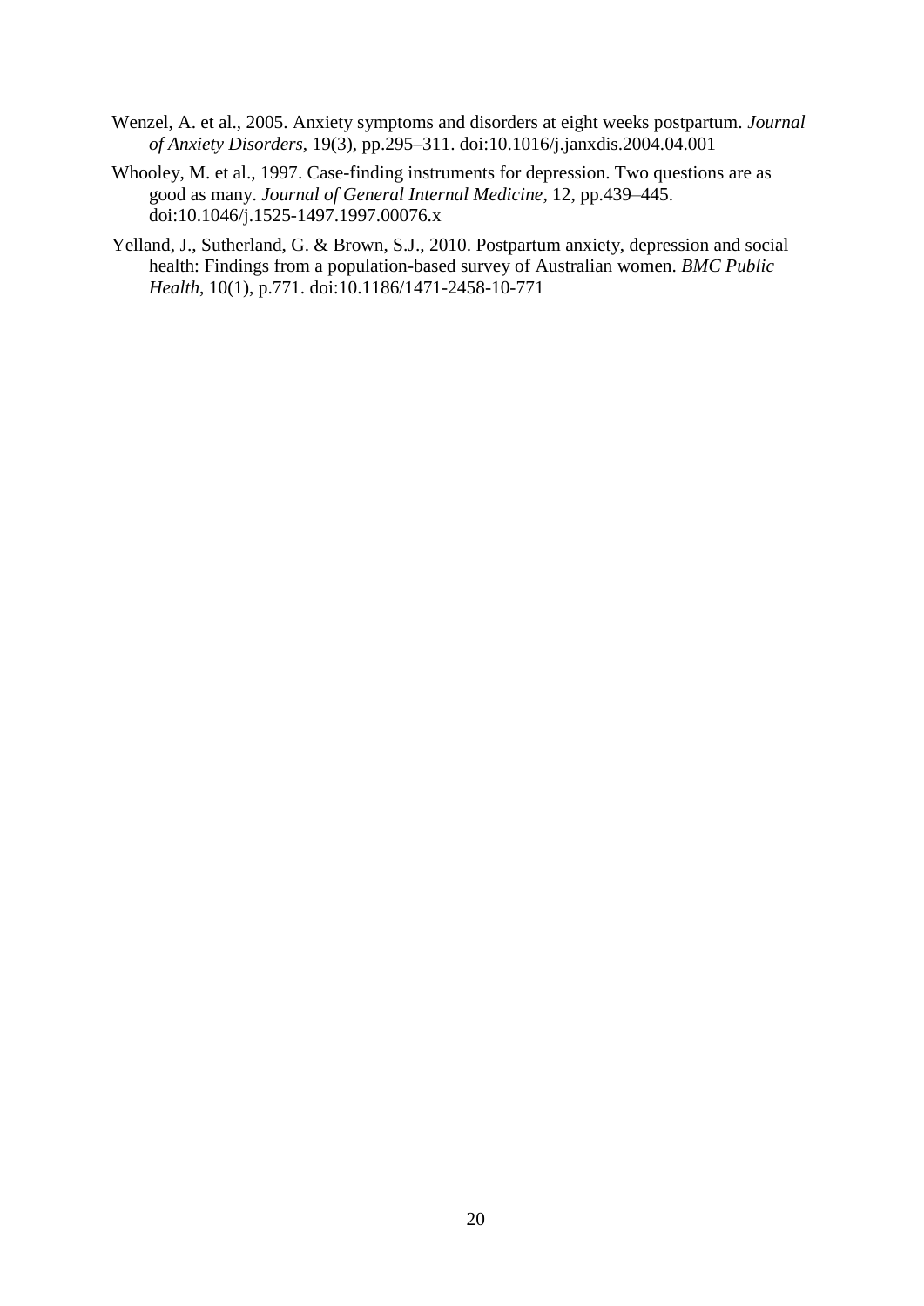Wenzel, A. et al., 2005. Anxiety symptoms and disorders at eight weeks postpartum. *Journal of Anxiety Disorders*, 19(3), pp.295–311. doi:10.1016/j.janxdis.2004.04.001

Whooley, M. et al., 1997. Case-finding instruments for depression. Two questions are as good as many. *Journal of General Internal Medicine*, 12, pp.439–445. doi:10.1046/j.1525-1497.1997.00076.x

Yelland, J., Sutherland, G. & Brown, S.J., 2010. Postpartum anxiety, depression and social health: Findings from a population-based survey of Australian women. *BMC Public Health*, 10(1), p.771. doi:10.1186/1471-2458-10-771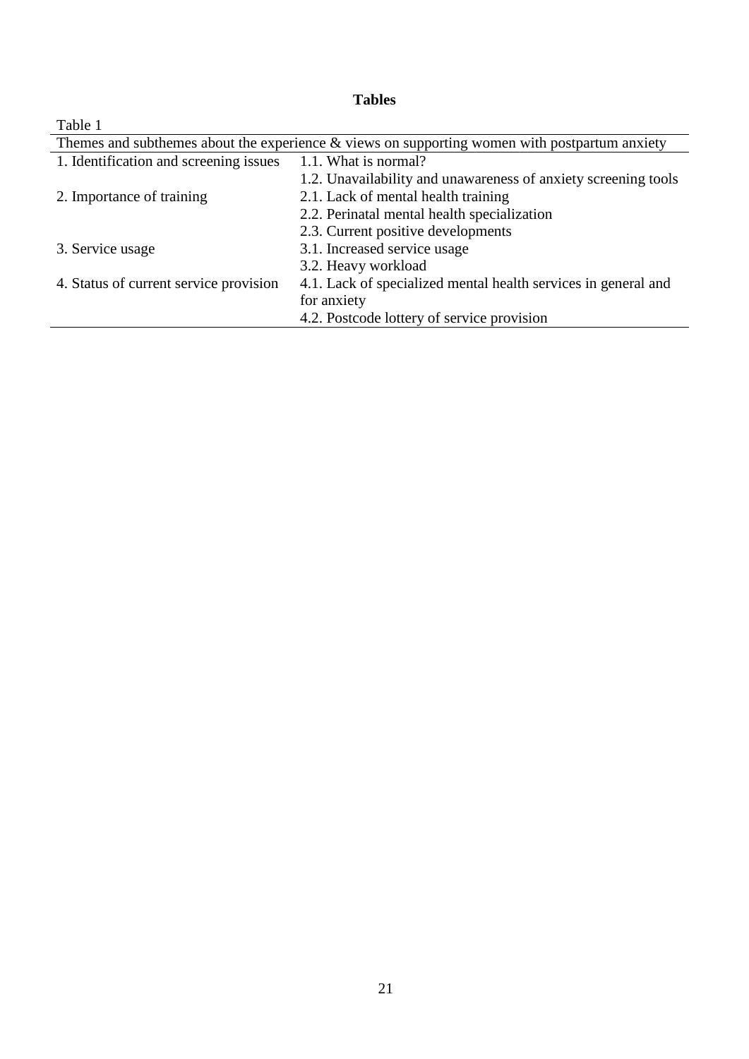**Tables**

Table 1

Themes and subthemes about the experience & views on supporting women with postpartum anxiety

| | |
|---|---|
| 1. Identification and screening issues | 1.1. What is normal? |
| | 1.2. Unavailability and unawareness of anxiety screening tools |
| 2. Importance of training | 2.1. Lack of mental health training |
| | 2.2. Perinatal mental health specialization |
| | 2.3. Current positive developments |
| 3. Service usage | 3.1. Increased service usage |
| | 3.2. Heavy workload |
| 4. Status of current service provision | 4.1. Lack of specialized mental health services in general and for anxiety |
| | 4.2. Postcode lottery of service provision |